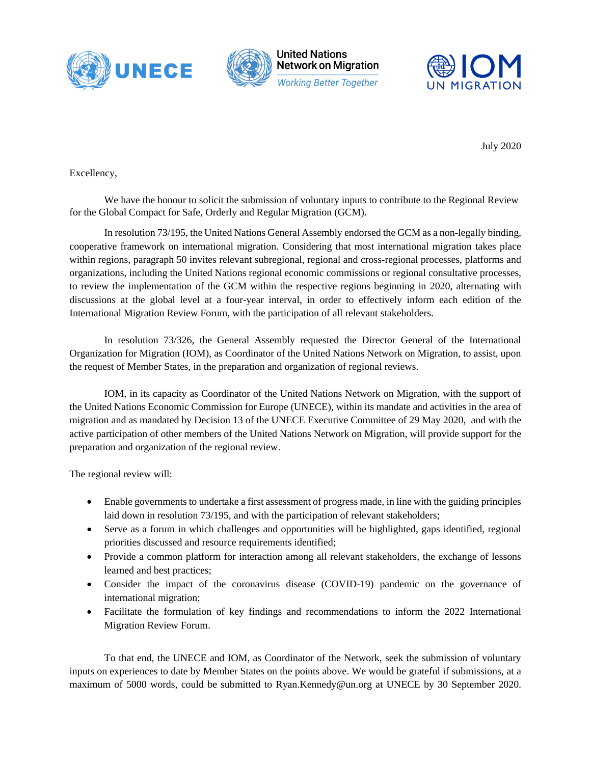July 2020

Excellency,

We have the honour to solicit the submission of voluntary inputs to contribute to the Regional Review for the Global Compact for Safe, Orderly and Regular Migration (GCM).

In resolution 73/195, the United Nations General Assembly endorsed the GCM as a non-legally binding, cooperative framework on international migration. Considering that most international migration takes place within regions, paragraph 50 invites relevant subregional, regional and cross-regional processes, platforms and organizations, including the United Nations regional economic commissions or regional consultative processes, to review the implementation of the GCM within the respective regions beginning in 2020, alternating with discussions at the global level at a four-year interval, in order to effectively inform each edition of the International Migration Review Forum, with the participation of all relevant stakeholders.

In resolution 73/326, the General Assembly requested the Director General of the International Organization for Migration (IOM), as Coordinator of the United Nations Network on Migration, to assist, upon the request of Member States, in the preparation and organization of regional reviews.

IOM, in its capacity as Coordinator of the United Nations Network on Migration, with the support of the United Nations Economic Commission for Europe (UNECE), within its mandate and activities in the area of migration and as mandated by Decision 13 of the UNECE Executive Committee of 29 May 2020, and with the active participation of other members of the United Nations Network on Migration, will provide support for the preparation and organization of the regional review.

The regional review will:

- Enable governments to undertake a first assessment of progress made, in line with the guiding principles laid down in resolution 73/195, and with the participation of relevant stakeholders;
- Serve as a forum in which challenges and opportunities will be highlighted, gaps identified, regional priorities discussed and resource requirements identified;
- Provide a common platform for interaction among all relevant stakeholders, the exchange of lessons learned and best practices;
- Consider the impact of the coronavirus disease (COVID-19) pandemic on the governance of international migration;
- Facilitate the formulation of key findings and recommendations to inform the 2022 International Migration Review Forum.

To that end, the UNECE and IOM, as Coordinator of the Network, seek the submission of voluntary inputs on experiences to date by Member States on the points above. We would be grateful if submissions, at a maximum of 5000 words, could be submitted to Ryan.Kennedy@un.org at UNECE by 30 September 2020.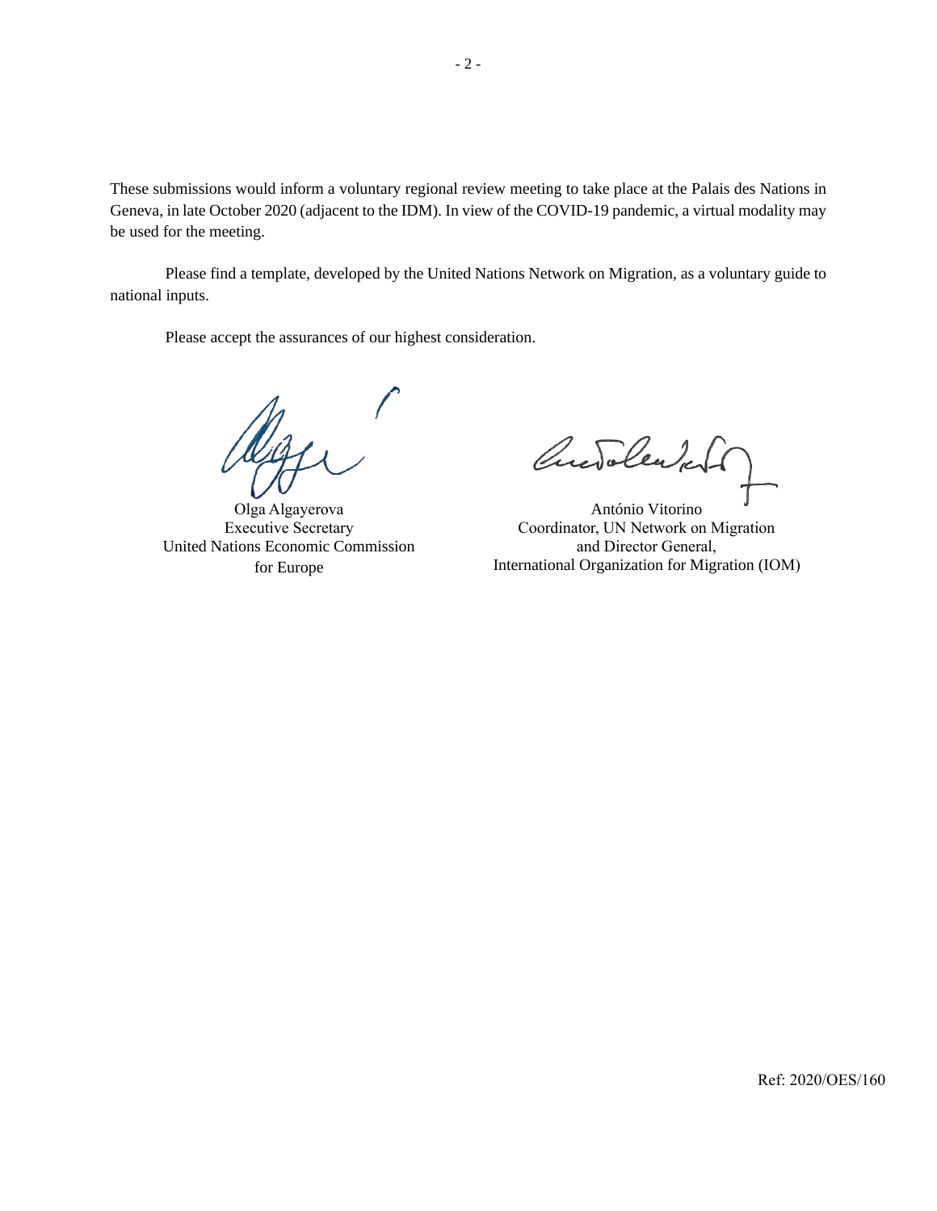These submissions would inform a voluntary regional review meeting to take place at the Palais des Nations in Geneva, in late October 2020 (adjacent to the IDM). In view of the COVID-19 pandemic, a virtual modality may be used for the meeting.

Please find a template, developed by the United Nations Network on Migration, as a voluntary guide to national inputs.

Please accept the assurances of our highest consideration.

| | |
|---|---|
| Olga Algayerova<br>Executive Secretary<br>United Nations Economic Commission for Europe | António Vitorino<br>Coordinator, UN Network on Migration and Director General,<br>International Organization for Migration (IOM) |

Ref: 2020/OES/160